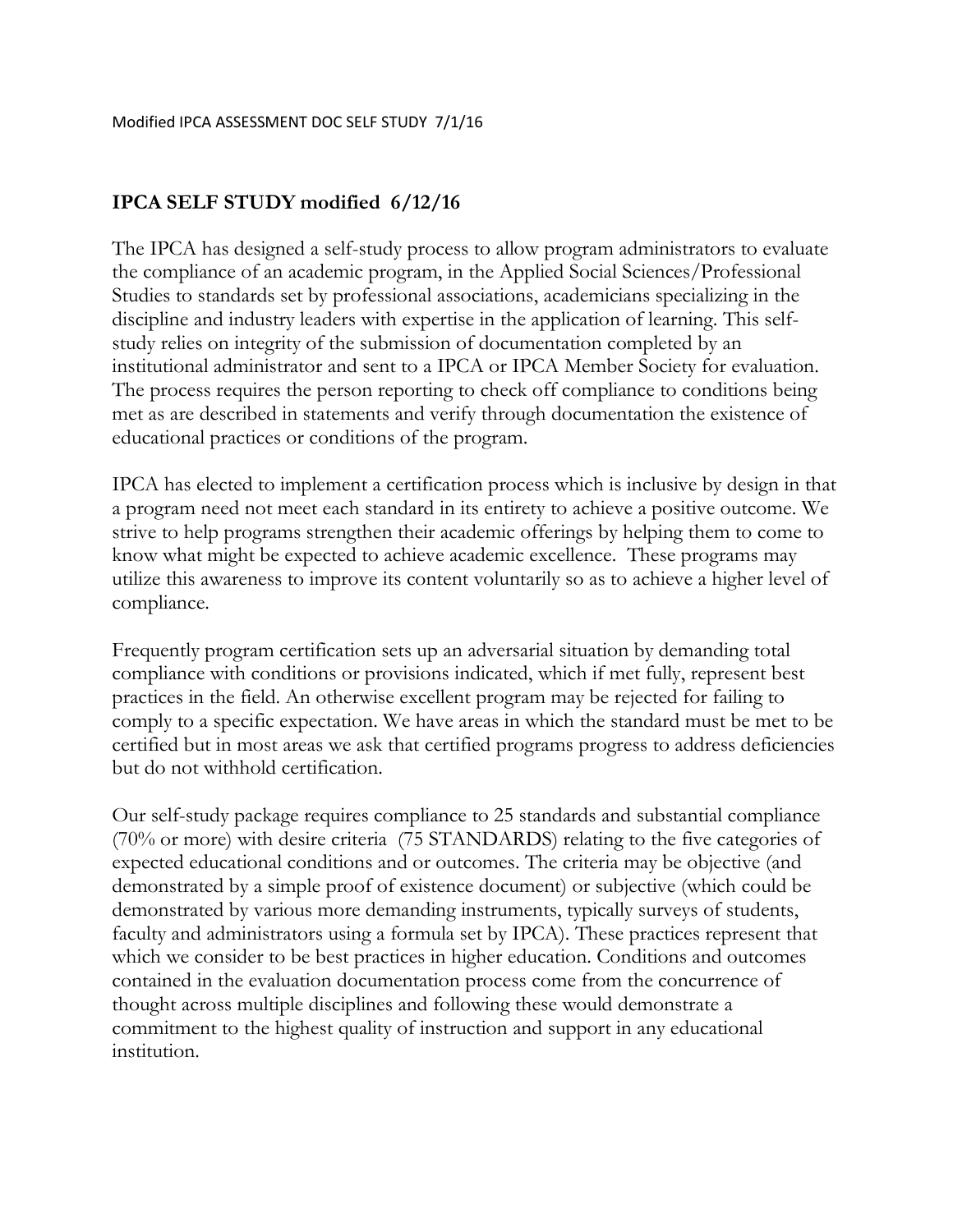Modified IPCA ASSESSMENT DOC SELF STUDY 7/1/16

**IPCA SELF STUDY modified 6/12/16**

The IPCA has designed a self-study process to allow program administrators to evaluate the compliance of an academic program, in the Applied Social Sciences/Professional Studies to standards set by professional associations, academicians specializing in the discipline and industry leaders with expertise in the application of learning. This self-study relies on integrity of the submission of documentation completed by an institutional administrator and sent to a IPCA or IPCA Member Society for evaluation. The process requires the person reporting to check off compliance to conditions being met as are described in statements and verify through documentation the existence of educational practices or conditions of the program.

IPCA has elected to implement a certification process which is inclusive by design in that a program need not meet each standard in its entirety to achieve a positive outcome. We strive to help programs strengthen their academic offerings by helping them to come to know what might be expected to achieve academic excellence. These programs may utilize this awareness to improve its content voluntarily so as to achieve a higher level of compliance.

Frequently program certification sets up an adversarial situation by demanding total compliance with conditions or provisions indicated, which if met fully, represent best practices in the field. An otherwise excellent program may be rejected for failing to comply to a specific expectation. We have areas in which the standard must be met to be certified but in most areas we ask that certified programs progress to address deficiencies but do not withhold certification.

Our self-study package requires compliance to 25 standards and substantial compliance (70% or more) with desire criteria (75 STANDARDS) relating to the five categories of expected educational conditions and or outcomes. The criteria may be objective (and demonstrated by a simple proof of existence document) or subjective (which could be demonstrated by various more demanding instruments, typically surveys of students, faculty and administrators using a formula set by IPCA). These practices represent that which we consider to be best practices in higher education. Conditions and outcomes contained in the evaluation documentation process come from the concurrence of thought across multiple disciplines and following these would demonstrate a commitment to the highest quality of instruction and support in any educational institution.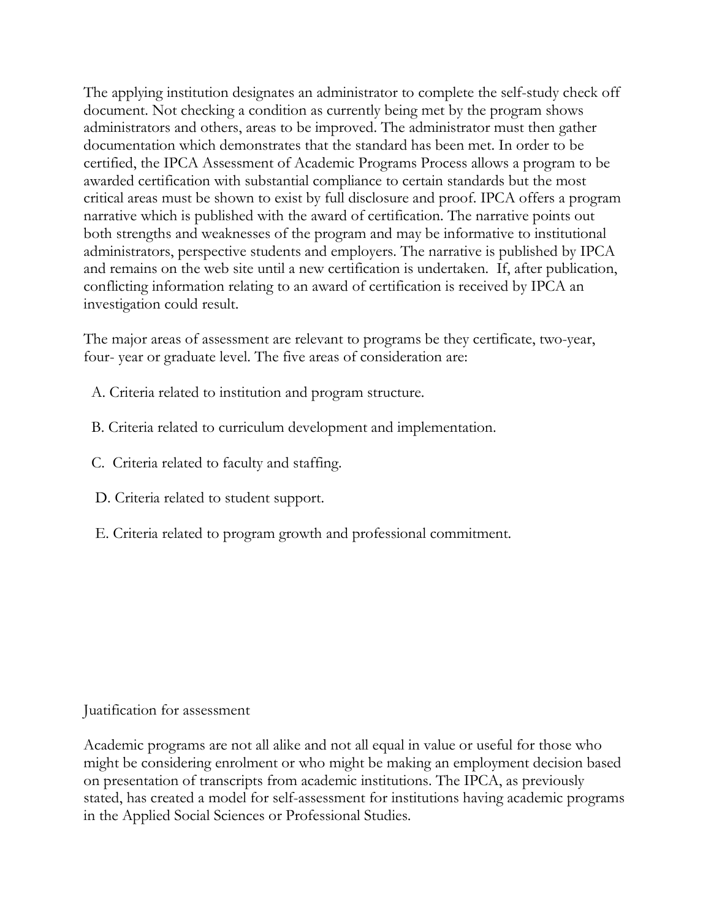The applying institution designates an administrator to complete the self-study check off document. Not checking a condition as currently being met by the program shows administrators and others, areas to be improved. The administrator must then gather documentation which demonstrates that the standard has been met. In order to be certified, the IPCA Assessment of Academic Programs Process allows a program to be awarded certification with substantial compliance to certain standards but the most critical areas must be shown to exist by full disclosure and proof. IPCA offers a program narrative which is published with the award of certification. The narrative points out both strengths and weaknesses of the program and may be informative to institutional administrators, perspective students and employers. The narrative is published by IPCA and remains on the web site until a new certification is undertaken. If, after publication, conflicting information relating to an award of certification is received by IPCA an investigation could result.

The major areas of assessment are relevant to programs be they certificate, two-year, four- year or graduate level. The five areas of consideration are:

A. Criteria related to institution and program structure.

B. Criteria related to curriculum development and implementation.

C. Criteria related to faculty and staffing.

D. Criteria related to student support.

E. Criteria related to program growth and professional commitment.

Juatification for assessment

Academic programs are not all alike and not all equal in value or useful for those who might be considering enrolment or who might be making an employment decision based on presentation of transcripts from academic institutions. The IPCA, as previously stated, has created a model for self-assessment for institutions having academic programs in the Applied Social Sciences or Professional Studies.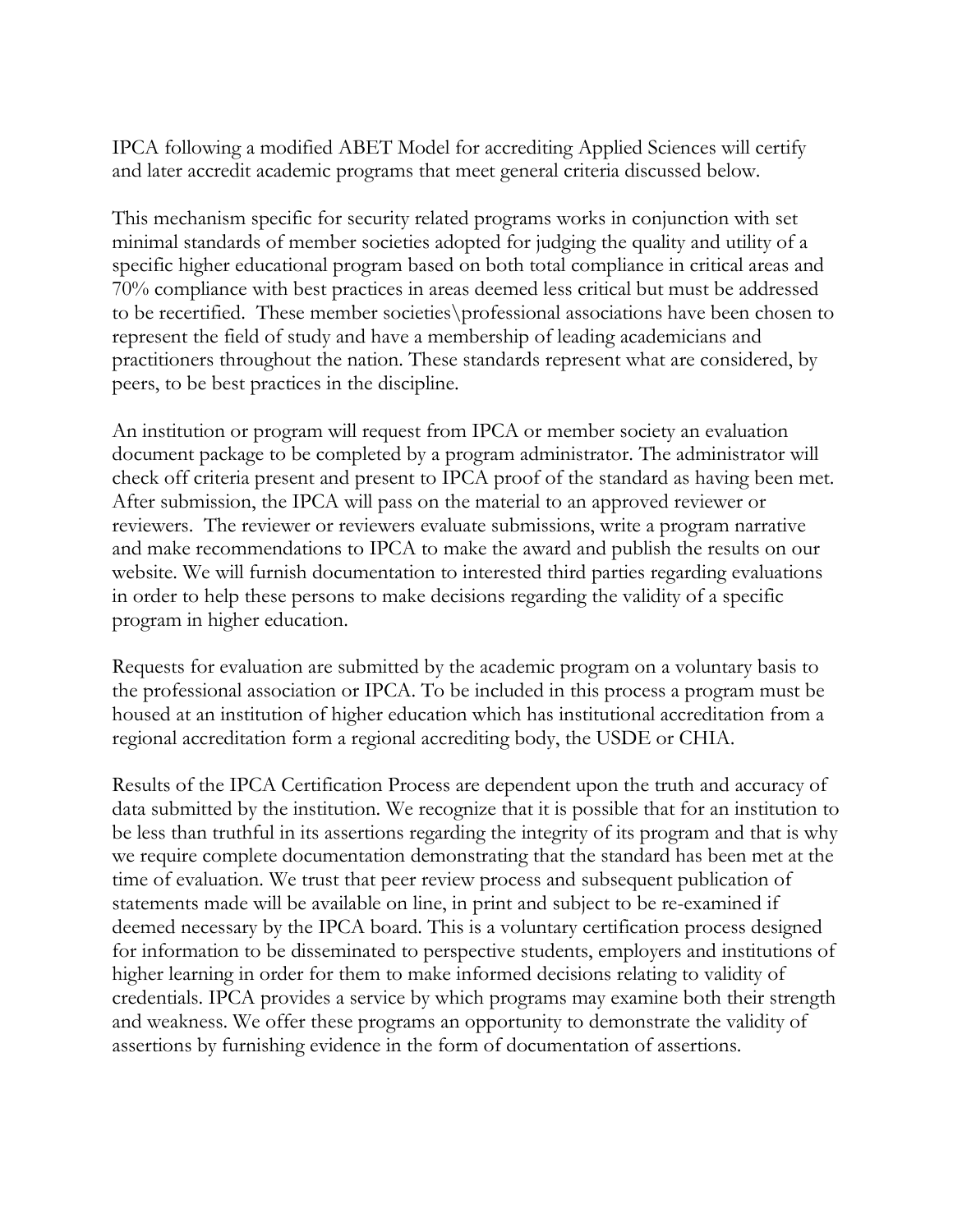IPCA following a modified ABET Model for accrediting Applied Sciences will certify and later accredit academic programs that meet general criteria discussed below.

This mechanism specific for security related programs works in conjunction with set minimal standards of member societies adopted for judging the quality and utility of a specific higher educational program based on both total compliance in critical areas and 70% compliance with best practices in areas deemed less critical but must be addressed to be recertified. These member societies\professional associations have been chosen to represent the field of study and have a membership of leading academicians and practitioners throughout the nation. These standards represent what are considered, by peers, to be best practices in the discipline.

An institution or program will request from IPCA or member society an evaluation document package to be completed by a program administrator. The administrator will check off criteria present and present to IPCA proof of the standard as having been met. After submission, the IPCA will pass on the material to an approved reviewer or reviewers. The reviewer or reviewers evaluate submissions, write a program narrative and make recommendations to IPCA to make the award and publish the results on our website. We will furnish documentation to interested third parties regarding evaluations in order to help these persons to make decisions regarding the validity of a specific program in higher education.

Requests for evaluation are submitted by the academic program on a voluntary basis to the professional association or IPCA. To be included in this process a program must be housed at an institution of higher education which has institutional accreditation from a regional accreditation form a regional accrediting body, the USDE or CHIA.

Results of the IPCA Certification Process are dependent upon the truth and accuracy of data submitted by the institution. We recognize that it is possible that for an institution to be less than truthful in its assertions regarding the integrity of its program and that is why we require complete documentation demonstrating that the standard has been met at the time of evaluation. We trust that peer review process and subsequent publication of statements made will be available on line, in print and subject to be re-examined if deemed necessary by the IPCA board. This is a voluntary certification process designed for information to be disseminated to perspective students, employers and institutions of higher learning in order for them to make informed decisions relating to validity of credentials. IPCA provides a service by which programs may examine both their strength and weakness. We offer these programs an opportunity to demonstrate the validity of assertions by furnishing evidence in the form of documentation of assertions.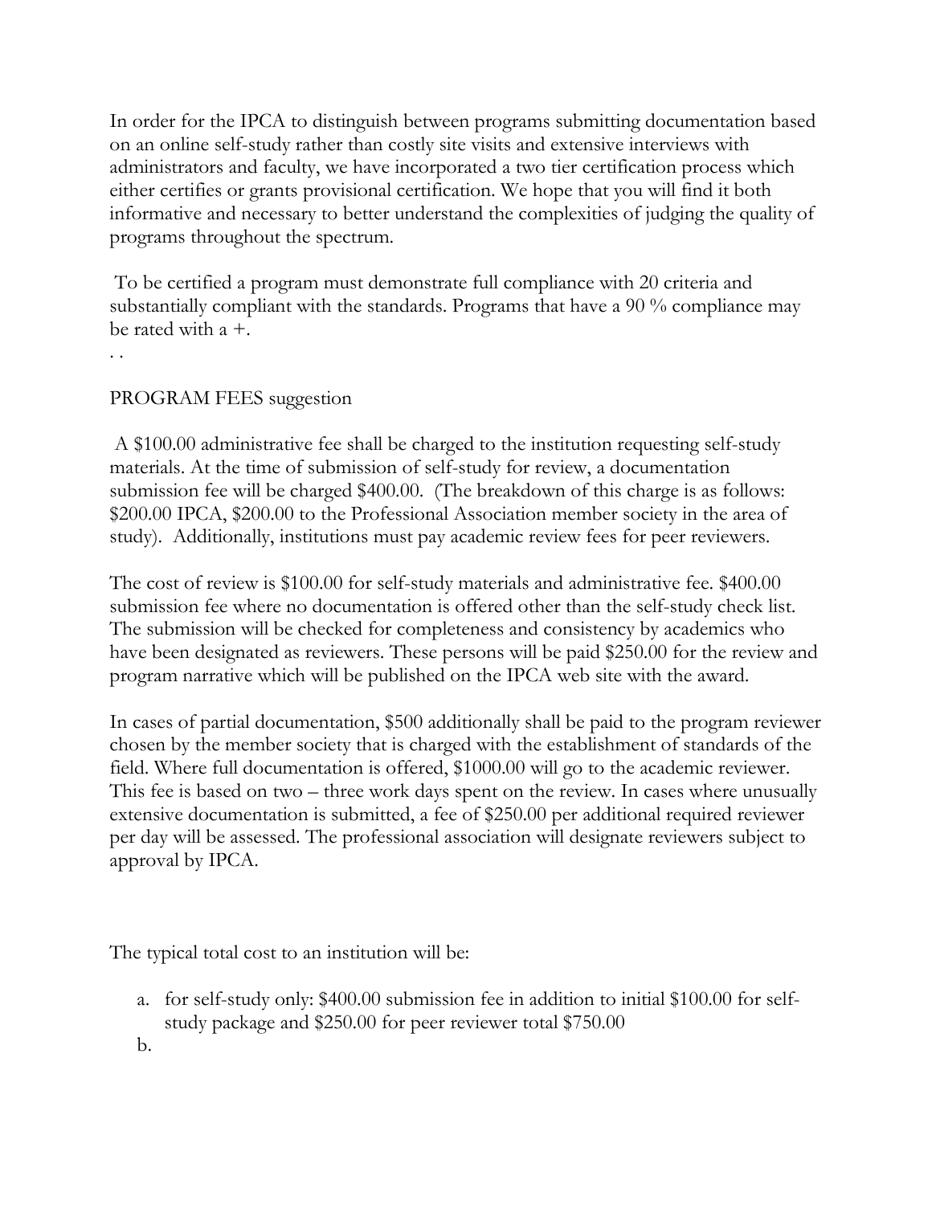In order for the IPCA to distinguish between programs submitting documentation based on an online self-study rather than costly site visits and extensive interviews with administrators and faculty, we have incorporated a two tier certification process which either certifies or grants provisional certification. We hope that you will find it both informative and necessary to better understand the complexities of judging the quality of programs throughout the spectrum.

To be certified a program must demonstrate full compliance with 20 criteria and substantially compliant with the standards. Programs that have a 90 % compliance may be rated with a +.

. .

PROGRAM FEES suggestion

A $100.00 administrative fee shall be charged to the institution requesting self-study materials. At the time of submission of self-study for review, a documentation submission fee will be charged $400.00. (The breakdown of this charge is as follows: $200.00 IPCA, $200.00 to the Professional Association member society in the area of study). Additionally, institutions must pay academic review fees for peer reviewers.

The cost of review is $100.00 for self-study materials and administrative fee. $400.00 submission fee where no documentation is offered other than the self-study check list. The submission will be checked for completeness and consistency by academics who have been designated as reviewers. These persons will be paid $250.00 for the review and program narrative which will be published on the IPCA web site with the award.

In cases of partial documentation, $500 additionally shall be paid to the program reviewer chosen by the member society that is charged with the establishment of standards of the field. Where full documentation is offered, $1000.00 will go to the academic reviewer. This fee is based on two – three work days spent on the review. In cases where unusually extensive documentation is submitted, a fee of $250.00 per additional required reviewer per day will be assessed. The professional association will designate reviewers subject to approval by IPCA.

The typical total cost to an institution will be:

a. for self-study only: $400.00 submission fee in addition to initial $100.00 for self-study package and $250.00 for peer reviewer total $750.00
b.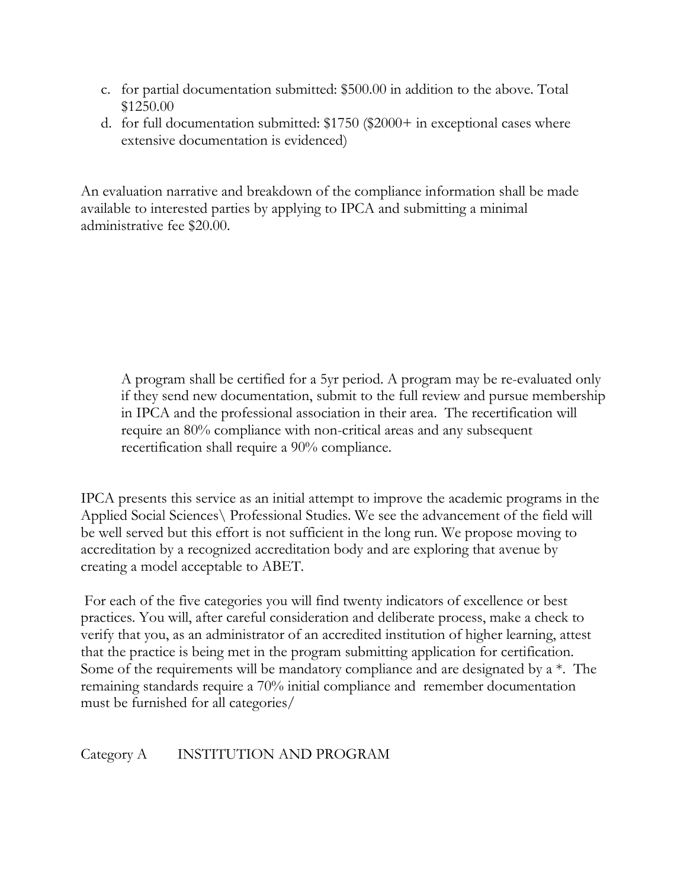c. for partial documentation submitted: $500.00 in addition to the above. Total $1250.00
d. for full documentation submitted: $1750 ($2000+ in exceptional cases where extensive documentation is evidenced)

An evaluation narrative and breakdown of the compliance information shall be made available to interested parties by applying to IPCA and submitting a minimal administrative fee $20.00.

> A program shall be certified for a 5yr period. A program may be re-evaluated only if they send new documentation, submit to the full review and pursue membership in IPCA and the professional association in their area. The recertification will require an 80% compliance with non-critical areas and any subsequent recertification shall require a 90% compliance.

IPCA presents this service as an initial attempt to improve the academic programs in the Applied Social Sciences\ Professional Studies. We see the advancement of the field will be well served but this effort is not sufficient in the long run. We propose moving to accreditation by a recognized accreditation body and are exploring that avenue by creating a model acceptable to ABET.

For each of the five categories you will find twenty indicators of excellence or best practices. You will, after careful consideration and deliberate process, make a check to verify that you, as an administrator of an accredited institution of higher learning, attest that the practice is being met in the program submitting application for certification. Some of the requirements will be mandatory compliance and are designated by a *. The remaining standards require a 70% initial compliance and remember documentation must be furnished for all categories/

Category A INSTITUTION AND PROGRAM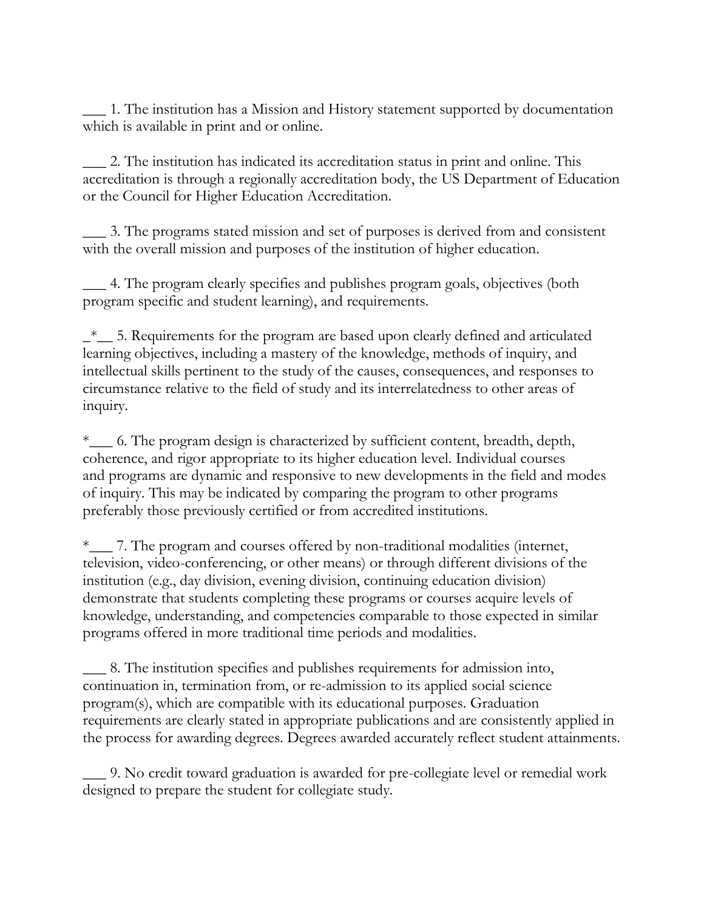___ 1. The institution has a Mission and History statement supported by documentation which is available in print and or online.

___ 2. The institution has indicated its accreditation status in print and online. This accreditation is through a regionally accreditation body, the US Department of Education or the Council for Higher Education Accreditation.

___ 3. The programs stated mission and set of purposes is derived from and consistent with the overall mission and purposes of the institution of higher education.

___ 4. The program clearly specifies and publishes program goals, objectives (both program specific and student learning), and requirements.

_*__ 5. Requirements for the program are based upon clearly defined and articulated learning objectives, including a mastery of the knowledge, methods of inquiry, and intellectual skills pertinent to the study of the causes, consequences, and responses to circumstance relative to the field of study and its interrelatedness to other areas of inquiry.

*___ 6. The program design is characterized by sufficient content, breadth, depth, coherence, and rigor appropriate to its higher education level. Individual courses and programs are dynamic and responsive to new developments in the field and modes of inquiry. This may be indicated by comparing the program to other programs preferably those previously certified or from accredited institutions.

*___ 7. The program and courses offered by non-traditional modalities (internet, television, video-conferencing, or other means) or through different divisions of the institution (e.g., day division, evening division, continuing education division) demonstrate that students completing these programs or courses acquire levels of knowledge, understanding, and competencies comparable to those expected in similar programs offered in more traditional time periods and modalities.

___ 8. The institution specifies and publishes requirements for admission into, continuation in, termination from, or re-admission to its applied social science program(s), which are compatible with its educational purposes. Graduation requirements are clearly stated in appropriate publications and are consistently applied in the process for awarding degrees. Degrees awarded accurately reflect student attainments.

___ 9. No credit toward graduation is awarded for pre-collegiate level or remedial work designed to prepare the student for collegiate study.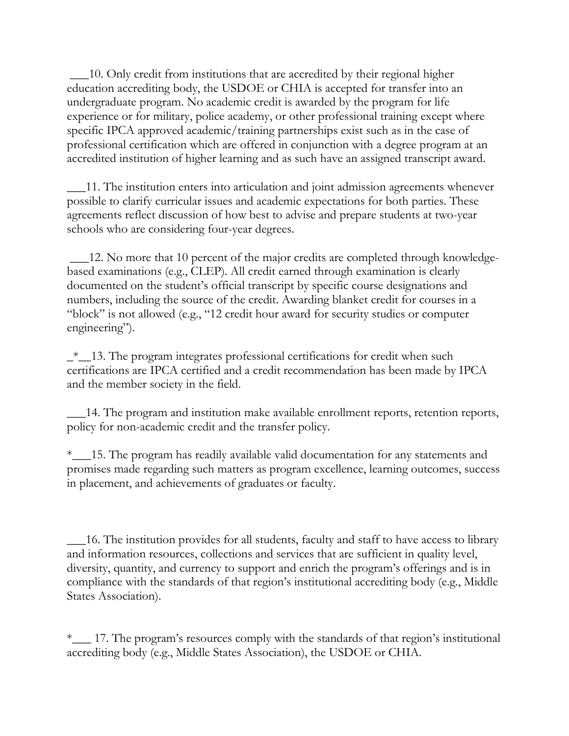___10. Only credit from institutions that are accredited by their regional higher education accrediting body, the USDOE or CHIA is accepted for transfer into an undergraduate program. No academic credit is awarded by the program for life experience or for military, police academy, or other professional training except where specific IPCA approved academic/training partnerships exist such as in the case of professional certification which are offered in conjunction with a degree program at an accredited institution of higher learning and as such have an assigned transcript award.

___11. The institution enters into articulation and joint admission agreements whenever possible to clarify curricular issues and academic expectations for both parties. These agreements reflect discussion of how best to advise and prepare students at two-year schools who are considering four-year degrees.

___12. No more that 10 percent of the major credits are completed through knowledge-based examinations (e.g., CLEP). All credit earned through examination is clearly documented on the student's official transcript by specific course designations and numbers, including the source of the credit. Awarding blanket credit for courses in a "block" is not allowed (e.g., "12 credit hour award for security studies or computer engineering").

_*__13. The program integrates professional certifications for credit when such certifications are IPCA certified and a credit recommendation has been made by IPCA and the member society in the field.

___14. The program and institution make available enrollment reports, retention reports, policy for non-academic credit and the transfer policy.

*___15. The program has readily available valid documentation for any statements and promises made regarding such matters as program excellence, learning outcomes, success in placement, and achievements of graduates or faculty.

___16. The institution provides for all students, faculty and staff to have access to library and information resources, collections and services that are sufficient in quality level, diversity, quantity, and currency to support and enrich the program's offerings and is in compliance with the standards of that region's institutional accrediting body (e.g., Middle States Association).

*___ 17. The program's resources comply with the standards of that region's institutional accrediting body (e.g., Middle States Association), the USDOE or CHIA.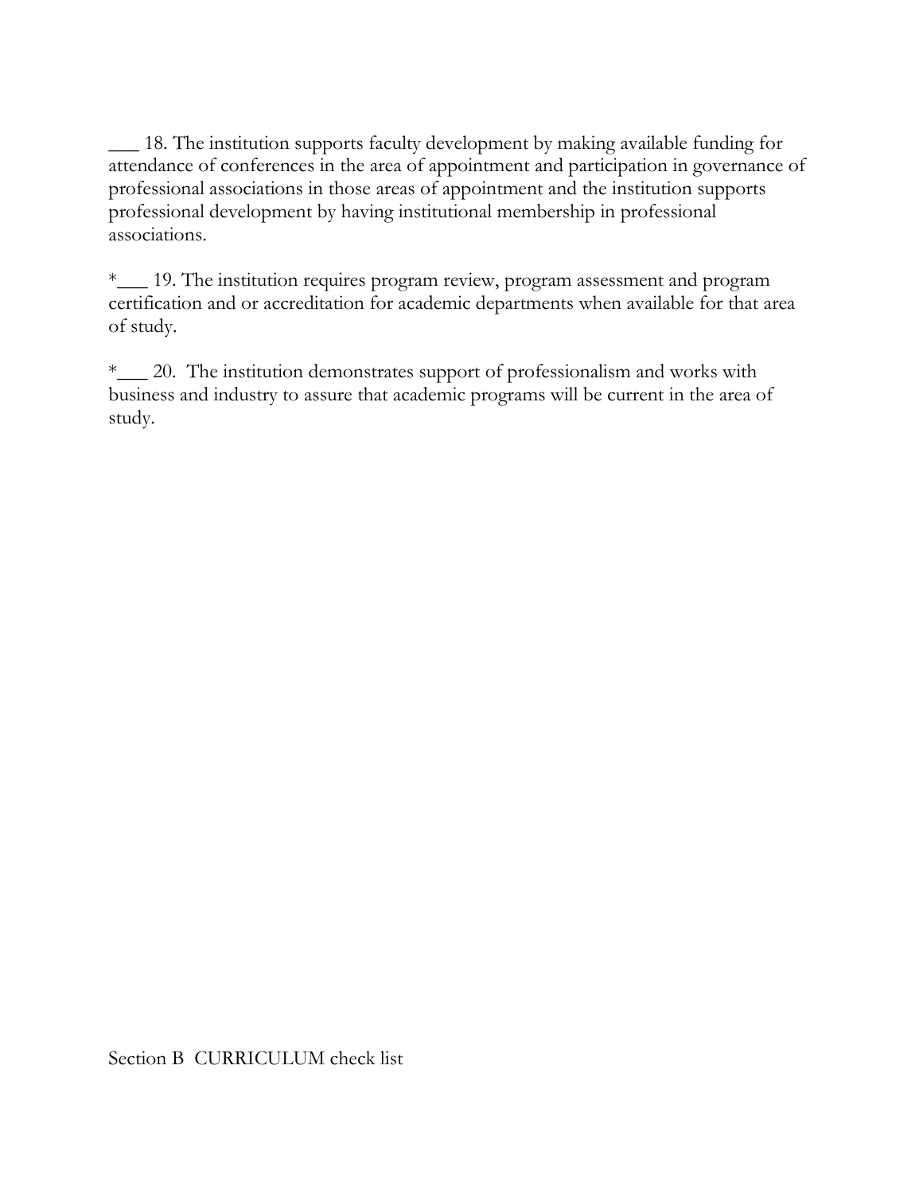___ 18. The institution supports faculty development by making available funding for attendance of conferences in the area of appointment and participation in governance of professional associations in those areas of appointment and the institution supports professional development by having institutional membership in professional associations.

*___ 19. The institution requires program review, program assessment and program certification and or accreditation for academic departments when available for that area of study.

*___ 20. The institution demonstrates support of professionalism and works with business and industry to assure that academic programs will be current in the area of study.

Section B CURRICULUM check list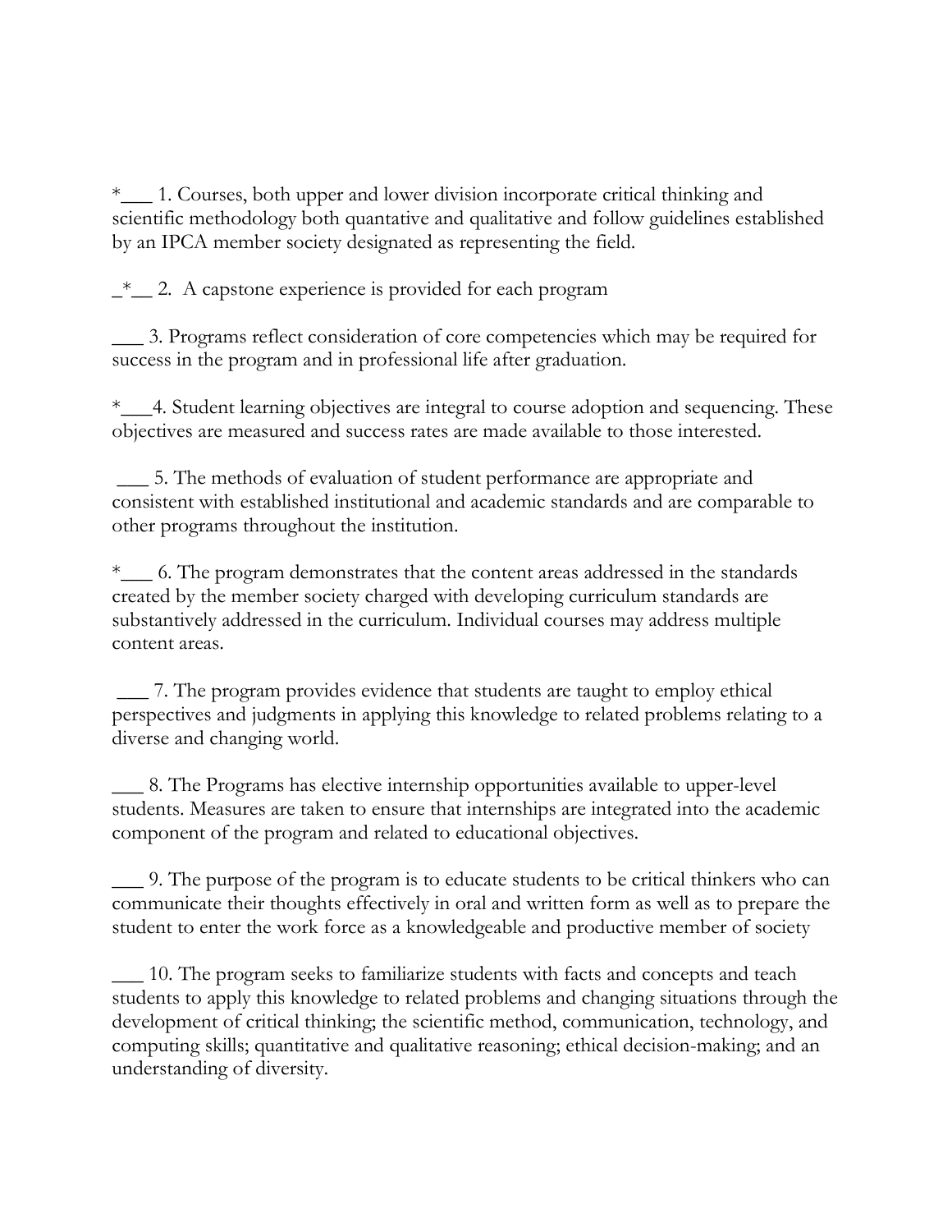*___ 1. Courses, both upper and lower division incorporate critical thinking and scientific methodology both quantative and qualitative and follow guidelines established by an IPCA member society designated as representing the field.

_*__ 2. A capstone experience is provided for each program

___ 3. Programs reflect consideration of core competencies which may be required for success in the program and in professional life after graduation.

*___4. Student learning objectives are integral to course adoption and sequencing. These objectives are measured and success rates are made available to those interested.

___ 5. The methods of evaluation of student performance are appropriate and consistent with established institutional and academic standards and are comparable to other programs throughout the institution.

*___ 6. The program demonstrates that the content areas addressed in the standards created by the member society charged with developing curriculum standards are substantively addressed in the curriculum. Individual courses may address multiple content areas.

___ 7. The program provides evidence that students are taught to employ ethical perspectives and judgments in applying this knowledge to related problems relating to a diverse and changing world.

___ 8. The Programs has elective internship opportunities available to upper-level students. Measures are taken to ensure that internships are integrated into the academic component of the program and related to educational objectives.

___ 9. The purpose of the program is to educate students to be critical thinkers who can communicate their thoughts effectively in oral and written form as well as to prepare the student to enter the work force as a knowledgeable and productive member of society

___ 10. The program seeks to familiarize students with facts and concepts and teach students to apply this knowledge to related problems and changing situations through the development of critical thinking; the scientific method, communication, technology, and computing skills; quantitative and qualitative reasoning; ethical decision-making; and an understanding of diversity.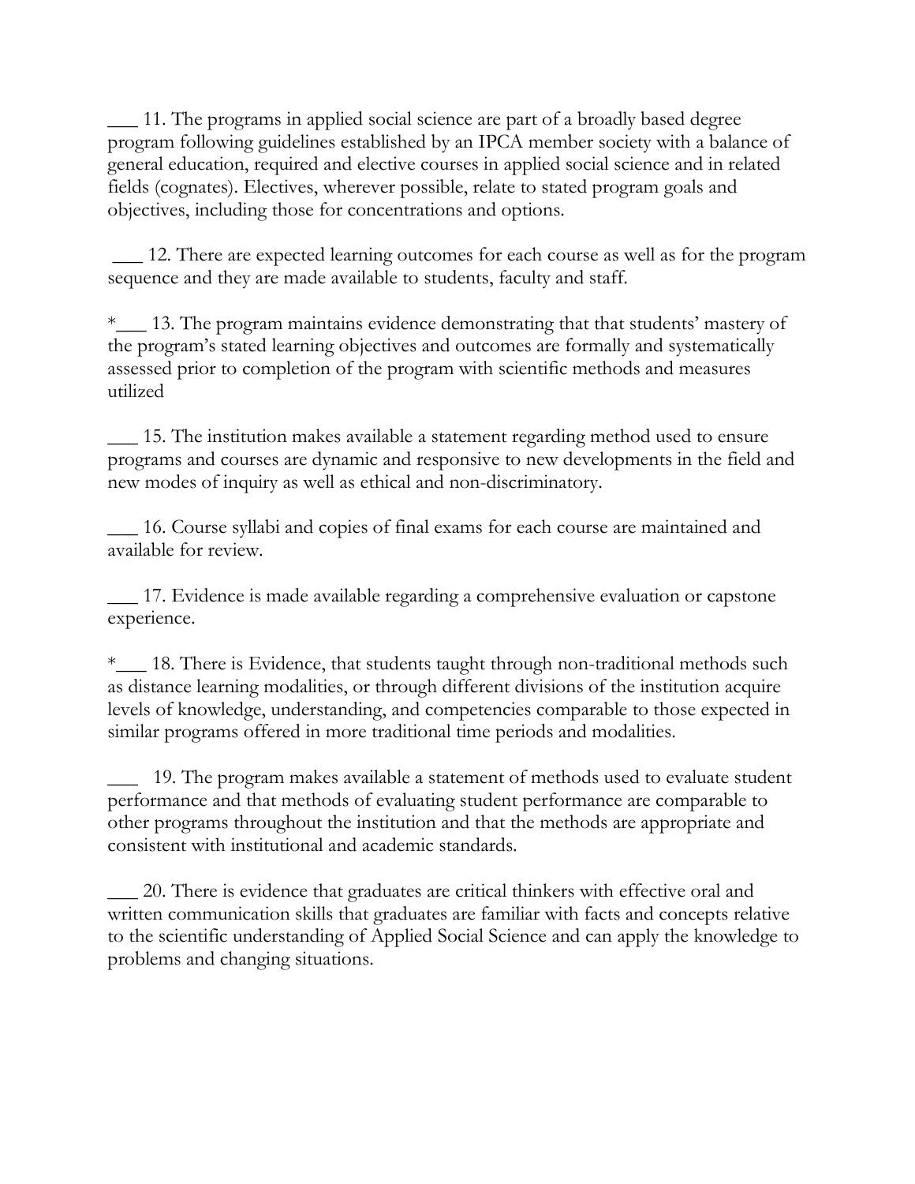___ 11. The programs in applied social science are part of a broadly based degree program following guidelines established by an IPCA member society with a balance of general education, required and elective courses in applied social science and in related fields (cognates). Electives, wherever possible, relate to stated program goals and objectives, including those for concentrations and options.

___ 12. There are expected learning outcomes for each course as well as for the program sequence and they are made available to students, faculty and staff.

*___ 13. The program maintains evidence demonstrating that that students' mastery of the program's stated learning objectives and outcomes are formally and systematically assessed prior to completion of the program with scientific methods and measures utilized

___ 15. The institution makes available a statement regarding method used to ensure programs and courses are dynamic and responsive to new developments in the field and new modes of inquiry as well as ethical and non-discriminatory.

___ 16. Course syllabi and copies of final exams for each course are maintained and available for review.

___ 17. Evidence is made available regarding a comprehensive evaluation or capstone experience.

*___ 18. There is Evidence, that students taught through non-traditional methods such as distance learning modalities, or through different divisions of the institution acquire levels of knowledge, understanding, and competencies comparable to those expected in similar programs offered in more traditional time periods and modalities.

___ 19. The program makes available a statement of methods used to evaluate student performance and that methods of evaluating student performance are comparable to other programs throughout the institution and that the methods are appropriate and consistent with institutional and academic standards.

___ 20. There is evidence that graduates are critical thinkers with effective oral and written communication skills that graduates are familiar with facts and concepts relative to the scientific understanding of Applied Social Science and can apply the knowledge to problems and changing situations.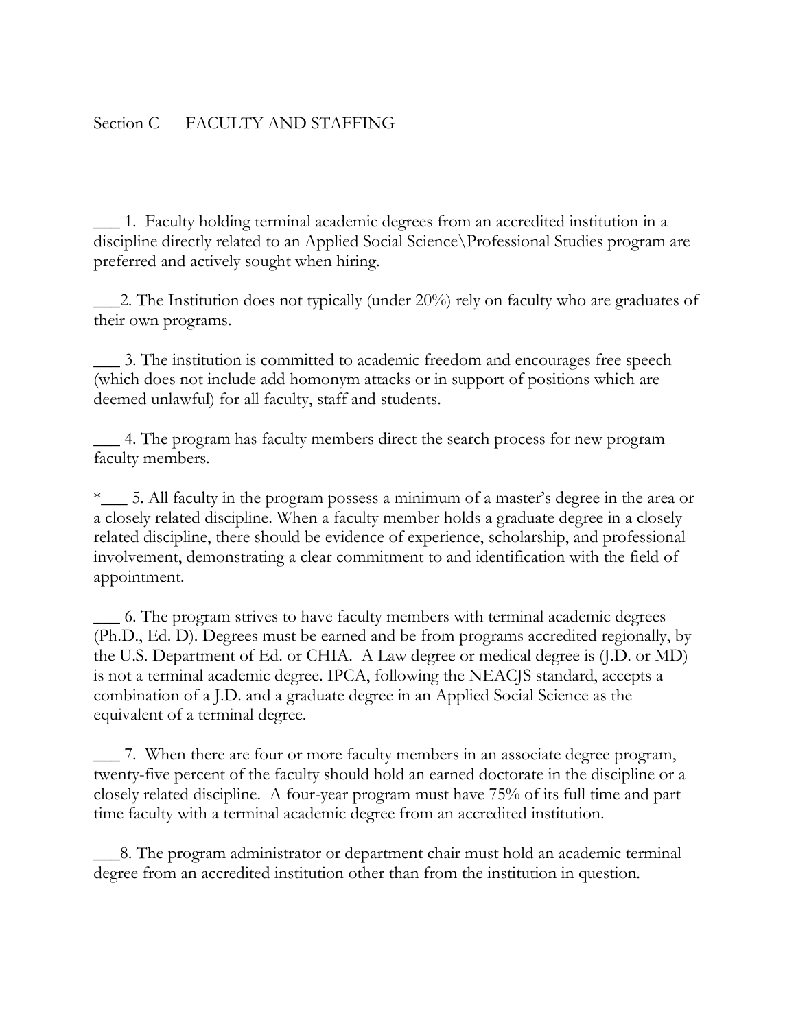Section C FACULTY AND STAFFING

___ 1. Faculty holding terminal academic degrees from an accredited institution in a discipline directly related to an Applied Social Science\Professional Studies program are preferred and actively sought when hiring.

___2. The Institution does not typically (under 20%) rely on faculty who are graduates of their own programs.

___ 3. The institution is committed to academic freedom and encourages free speech (which does not include add homonym attacks or in support of positions which are deemed unlawful) for all faculty, staff and students.

___ 4. The program has faculty members direct the search process for new program faculty members.

*___ 5. All faculty in the program possess a minimum of a master's degree in the area or a closely related discipline. When a faculty member holds a graduate degree in a closely related discipline, there should be evidence of experience, scholarship, and professional involvement, demonstrating a clear commitment to and identification with the field of appointment.

___ 6. The program strives to have faculty members with terminal academic degrees (Ph.D., Ed. D). Degrees must be earned and be from programs accredited regionally, by the U.S. Department of Ed. or CHIA. A Law degree or medical degree is (J.D. or MD) is not a terminal academic degree. IPCA, following the NEACJS standard, accepts a combination of a J.D. and a graduate degree in an Applied Social Science as the equivalent of a terminal degree.

___ 7. When there are four or more faculty members in an associate degree program, twenty-five percent of the faculty should hold an earned doctorate in the discipline or a closely related discipline. A four-year program must have 75% of its full time and part time faculty with a terminal academic degree from an accredited institution.

___8. The program administrator or department chair must hold an academic terminal degree from an accredited institution other than from the institution in question.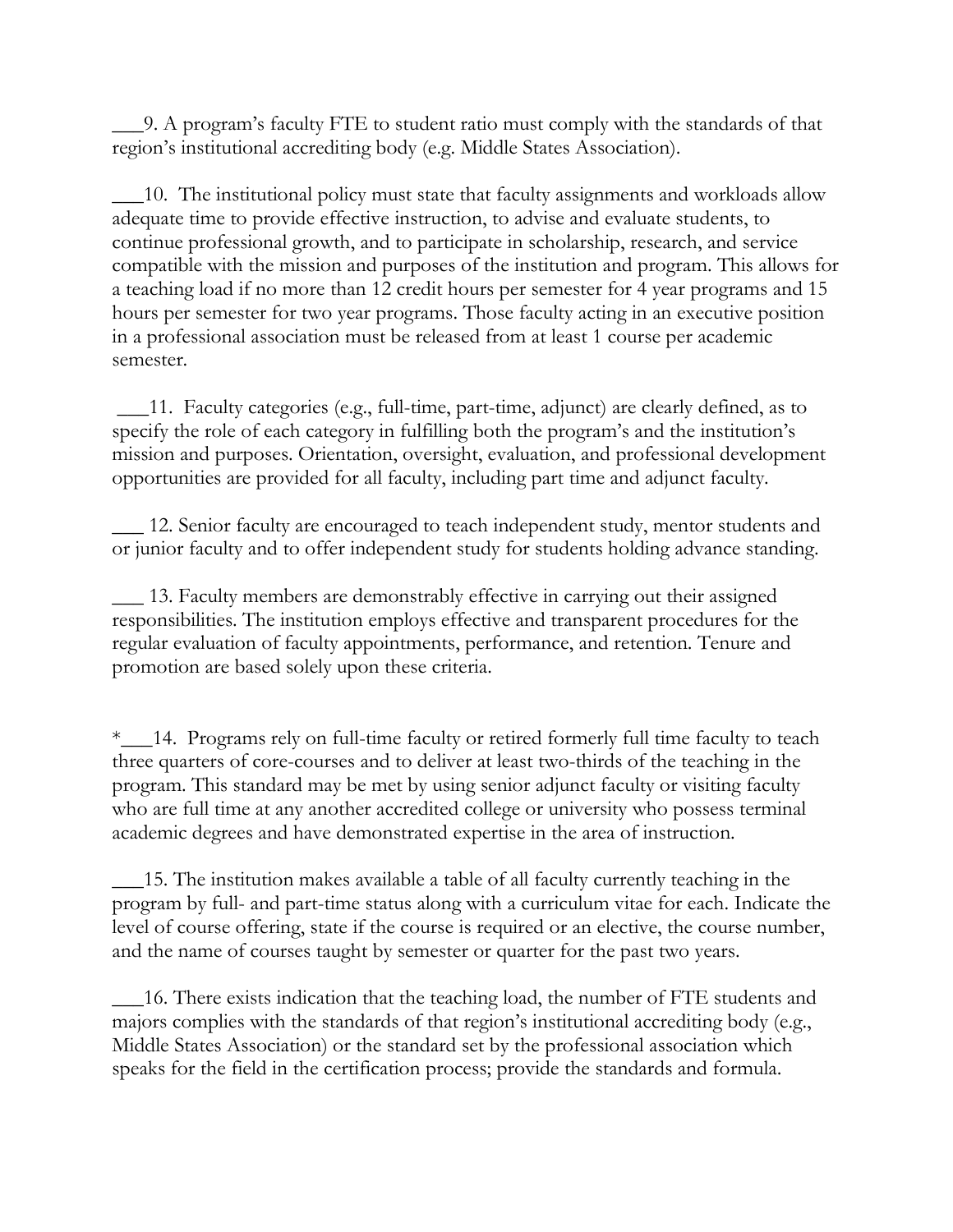___9. A program's faculty FTE to student ratio must comply with the standards of that region's institutional accrediting body (e.g. Middle States Association).

___10. The institutional policy must state that faculty assignments and workloads allow adequate time to provide effective instruction, to advise and evaluate students, to continue professional growth, and to participate in scholarship, research, and service compatible with the mission and purposes of the institution and program. This allows for a teaching load if no more than 12 credit hours per semester for 4 year programs and 15 hours per semester for two year programs. Those faculty acting in an executive position in a professional association must be released from at least 1 course per academic semester.

___11. Faculty categories (e.g., full-time, part-time, adjunct) are clearly defined, as to specify the role of each category in fulfilling both the program's and the institution's mission and purposes. Orientation, oversight, evaluation, and professional development opportunities are provided for all faculty, including part time and adjunct faculty.

___ 12. Senior faculty are encouraged to teach independent study, mentor students and or junior faculty and to offer independent study for students holding advance standing.

___ 13. Faculty members are demonstrably effective in carrying out their assigned responsibilities. The institution employs effective and transparent procedures for the regular evaluation of faculty appointments, performance, and retention. Tenure and promotion are based solely upon these criteria.

*___14. Programs rely on full-time faculty or retired formerly full time faculty to teach three quarters of core-courses and to deliver at least two-thirds of the teaching in the program. This standard may be met by using senior adjunct faculty or visiting faculty who are full time at any another accredited college or university who possess terminal academic degrees and have demonstrated expertise in the area of instruction.

___15. The institution makes available a table of all faculty currently teaching in the program by full- and part-time status along with a curriculum vitae for each. Indicate the level of course offering, state if the course is required or an elective, the course number, and the name of courses taught by semester or quarter for the past two years.

___16. There exists indication that the teaching load, the number of FTE students and majors complies with the standards of that region's institutional accrediting body (e.g., Middle States Association) or the standard set by the professional association which speaks for the field in the certification process; provide the standards and formula.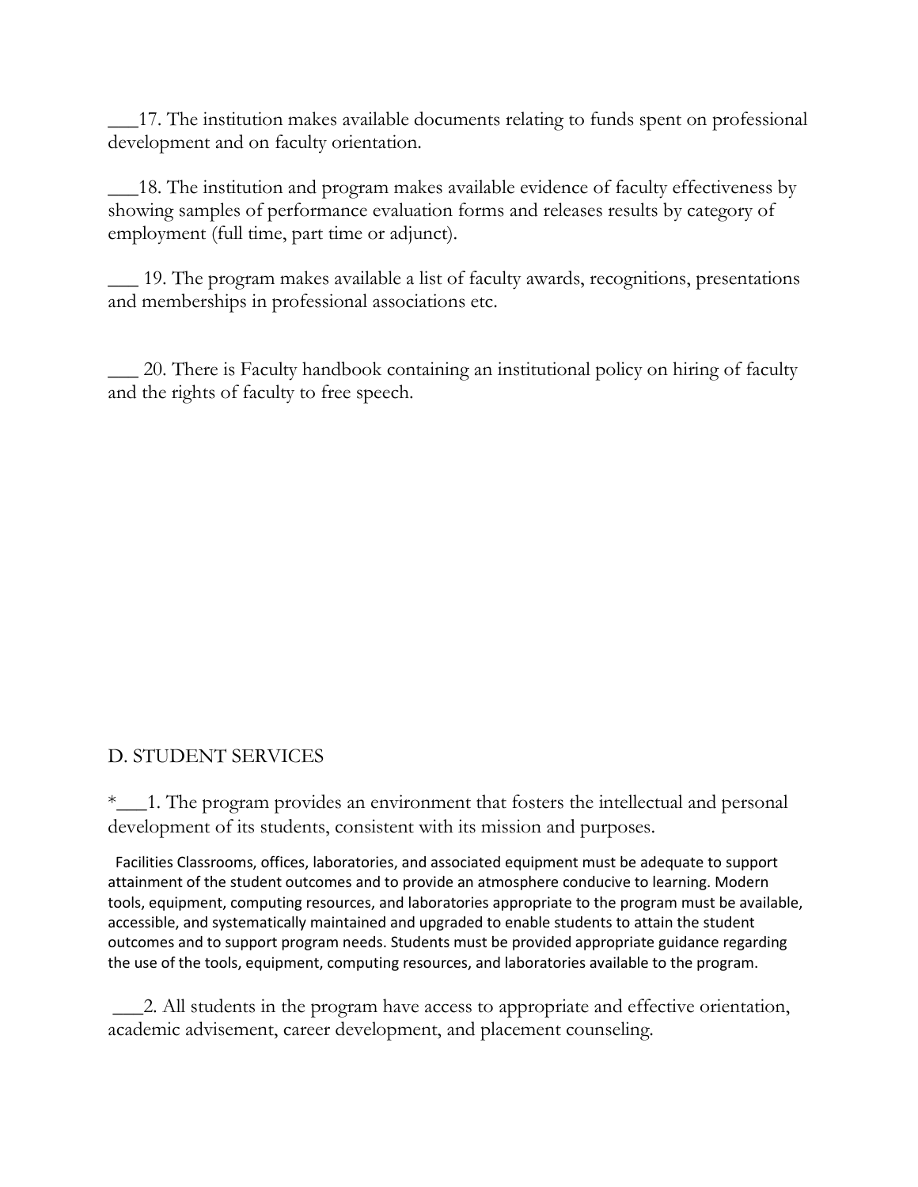___17. The institution makes available documents relating to funds spent on professional development and on faculty orientation.

___18. The institution and program makes available evidence of faculty effectiveness by showing samples of performance evaluation forms and releases results by category of employment (full time, part time or adjunct).

___ 19. The program makes available a list of faculty awards, recognitions, presentations and memberships in professional associations etc.

___ 20. There is Faculty handbook containing an institutional policy on hiring of faculty and the rights of faculty to free speech.

D. STUDENT SERVICES

*___1. The program provides an environment that fosters the intellectual and personal development of its students, consistent with its mission and purposes.

Facilities Classrooms, offices, laboratories, and associated equipment must be adequate to support attainment of the student outcomes and to provide an atmosphere conducive to learning. Modern tools, equipment, computing resources, and laboratories appropriate to the program must be available, accessible, and systematically maintained and upgraded to enable students to attain the student outcomes and to support program needs. Students must be provided appropriate guidance regarding the use of the tools, equipment, computing resources, and laboratories available to the program.

___2. All students in the program have access to appropriate and effective orientation, academic advisement, career development, and placement counseling.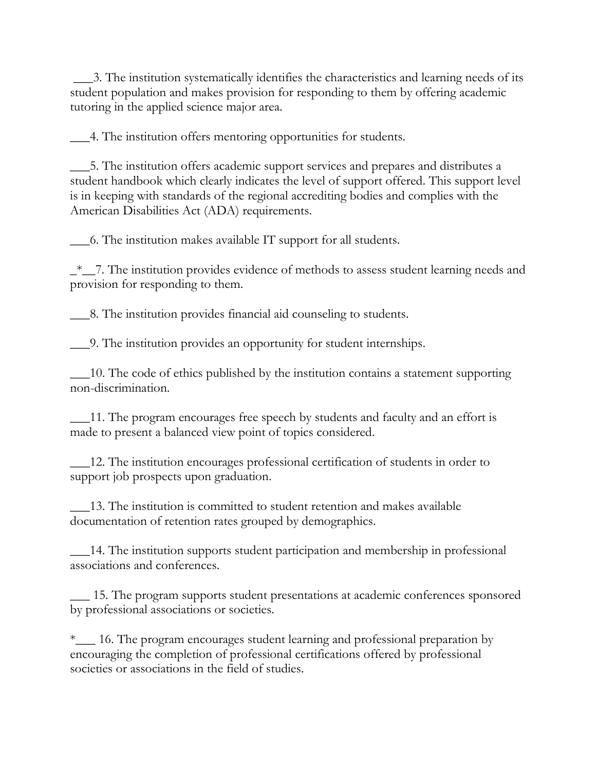___3. The institution systematically identifies the characteristics and learning needs of its student population and makes provision for responding to them by offering academic tutoring in the applied science major area.

___4. The institution offers mentoring opportunities for students.

___5. The institution offers academic support services and prepares and distributes a student handbook which clearly indicates the level of support offered. This support level is in keeping with standards of the regional accrediting bodies and complies with the American Disabilities Act (ADA) requirements.

___6. The institution makes available IT support for all students.

_*__7. The institution provides evidence of methods to assess student learning needs and provision for responding to them.

___8. The institution provides financial aid counseling to students.

___9. The institution provides an opportunity for student internships.

___10. The code of ethics published by the institution contains a statement supporting non-discrimination.

___11. The program encourages free speech by students and faculty and an effort is made to present a balanced view point of topics considered.

___12. The institution encourages professional certification of students in order to support job prospects upon graduation.

___13. The institution is committed to student retention and makes available documentation of retention rates grouped by demographics.

___14. The institution supports student participation and membership in professional associations and conferences.

___ 15. The program supports student presentations at academic conferences sponsored by professional associations or societies.

*___ 16. The program encourages student learning and professional preparation by encouraging the completion of professional certifications offered by professional societies or associations in the field of studies.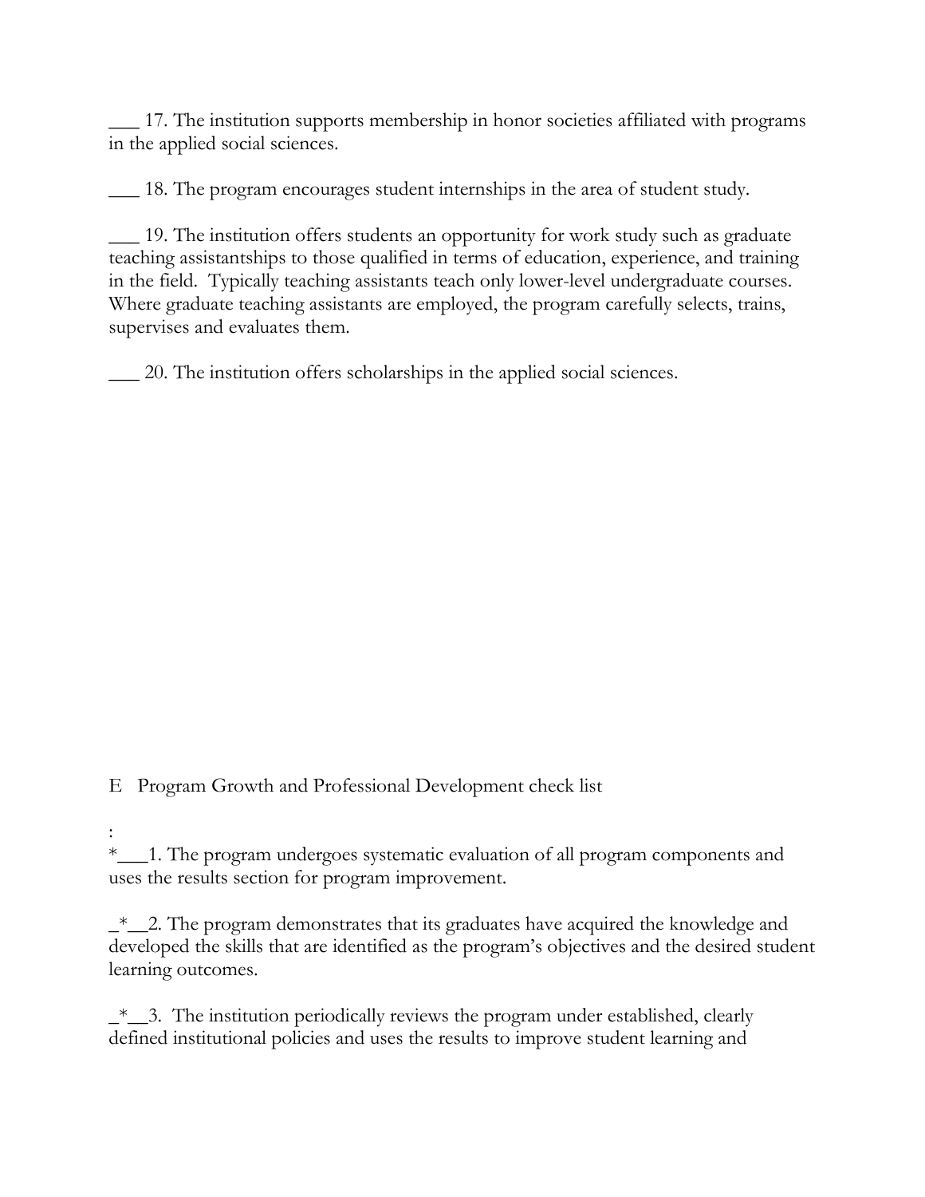___ 17. The institution supports membership in honor societies affiliated with programs in the applied social sciences.

___ 18. The program encourages student internships in the area of student study.

___ 19. The institution offers students an opportunity for work study such as graduate teaching assistantships to those qualified in terms of education, experience, and training in the field. Typically teaching assistants teach only lower-level undergraduate courses. Where graduate teaching assistants are employed, the program carefully selects, trains, supervises and evaluates them.

___ 20. The institution offers scholarships in the applied social sciences.

E Program Growth and Professional Development check list

:

*___1. The program undergoes systematic evaluation of all program components and uses the results section for program improvement.

_*__2. The program demonstrates that its graduates have acquired the knowledge and developed the skills that are identified as the program's objectives and the desired student learning outcomes.

_*__3. The institution periodically reviews the program under established, clearly defined institutional policies and uses the results to improve student learning and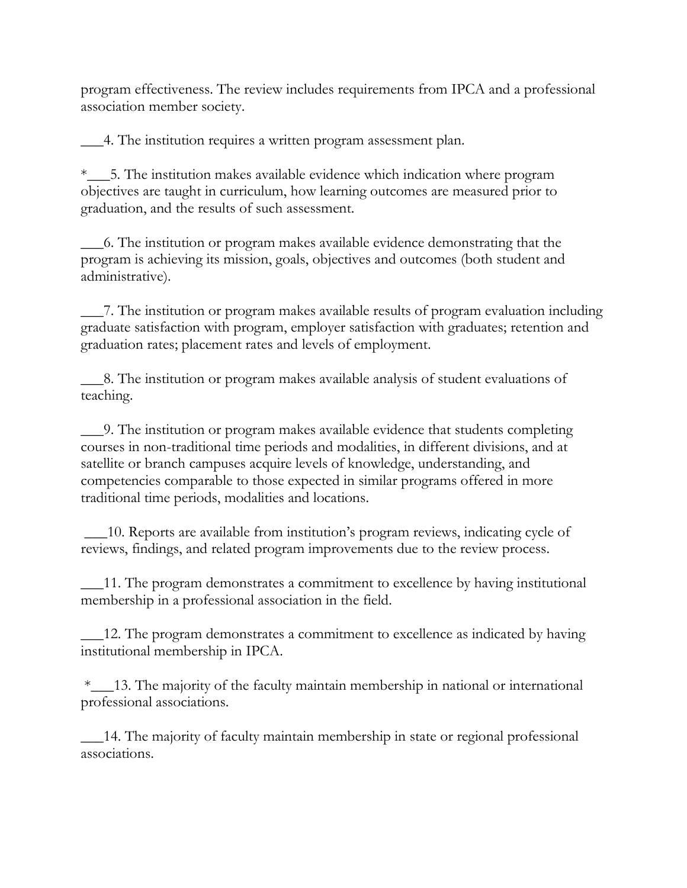program effectiveness. The review includes requirements from IPCA and a professional association member society.

___4. The institution requires a written program assessment plan.

*___5. The institution makes available evidence which indication where program objectives are taught in curriculum, how learning outcomes are measured prior to graduation, and the results of such assessment.

___6. The institution or program makes available evidence demonstrating that the program is achieving its mission, goals, objectives and outcomes (both student and administrative).

___7. The institution or program makes available results of program evaluation including graduate satisfaction with program, employer satisfaction with graduates; retention and graduation rates; placement rates and levels of employment.

___8. The institution or program makes available analysis of student evaluations of teaching.

___9. The institution or program makes available evidence that students completing courses in non-traditional time periods and modalities, in different divisions, and at satellite or branch campuses acquire levels of knowledge, understanding, and competencies comparable to those expected in similar programs offered in more traditional time periods, modalities and locations.

___10. Reports are available from institution's program reviews, indicating cycle of reviews, findings, and related program improvements due to the review process.

___11. The program demonstrates a commitment to excellence by having institutional membership in a professional association in the field.

___12. The program demonstrates a commitment to excellence as indicated by having institutional membership in IPCA.

*___13. The majority of the faculty maintain membership in national or international professional associations.

___14. The majority of faculty maintain membership in state or regional professional associations.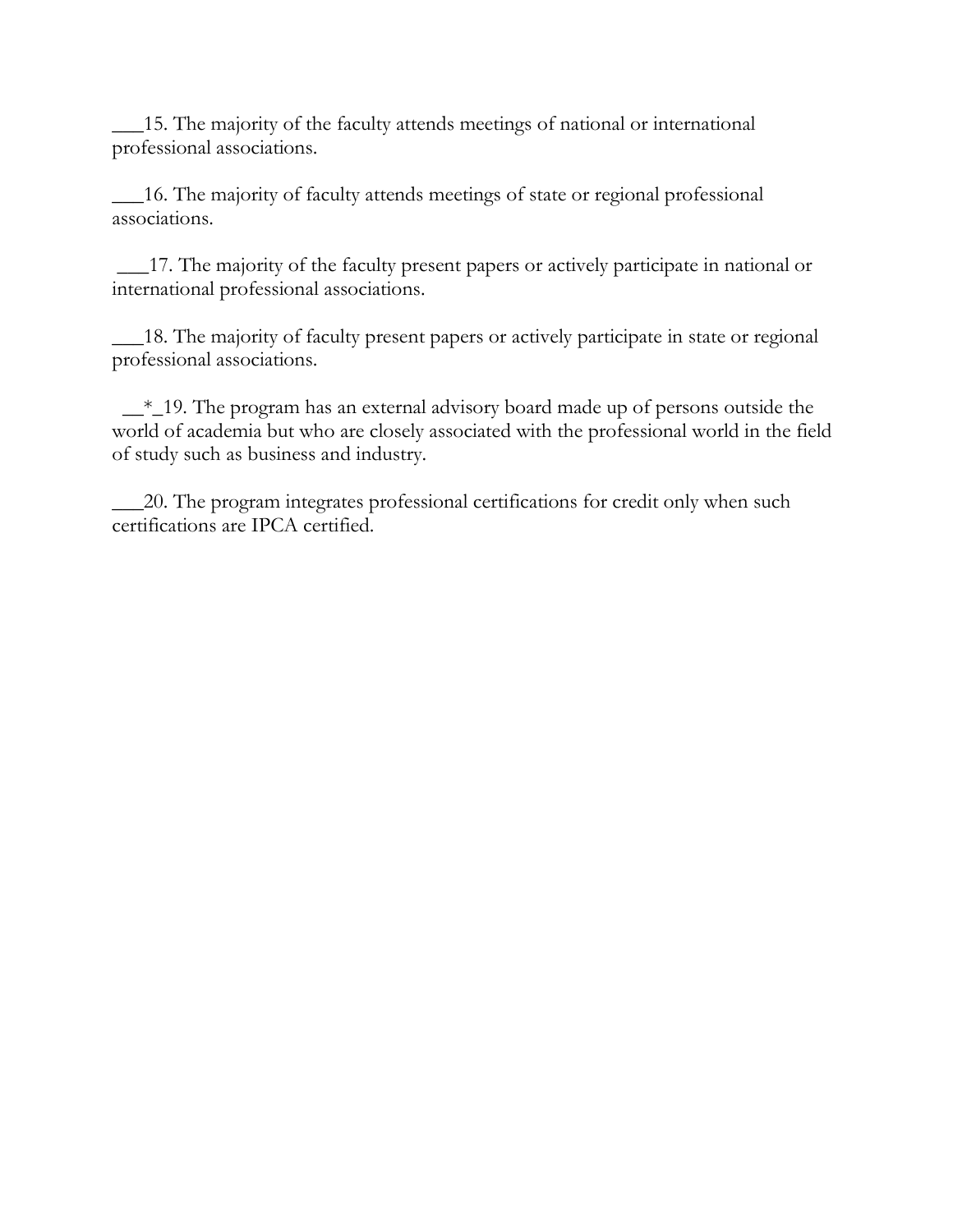___15. The majority of the faculty attends meetings of national or international professional associations.

___16. The majority of faculty attends meetings of state or regional professional associations.

___17. The majority of the faculty present papers or actively participate in national or international professional associations.

___18. The majority of faculty present papers or actively participate in state or regional professional associations.

__*_19. The program has an external advisory board made up of persons outside the world of academia but who are closely associated with the professional world in the field of study such as business and industry.

___20. The program integrates professional certifications for credit only when such certifications are IPCA certified.